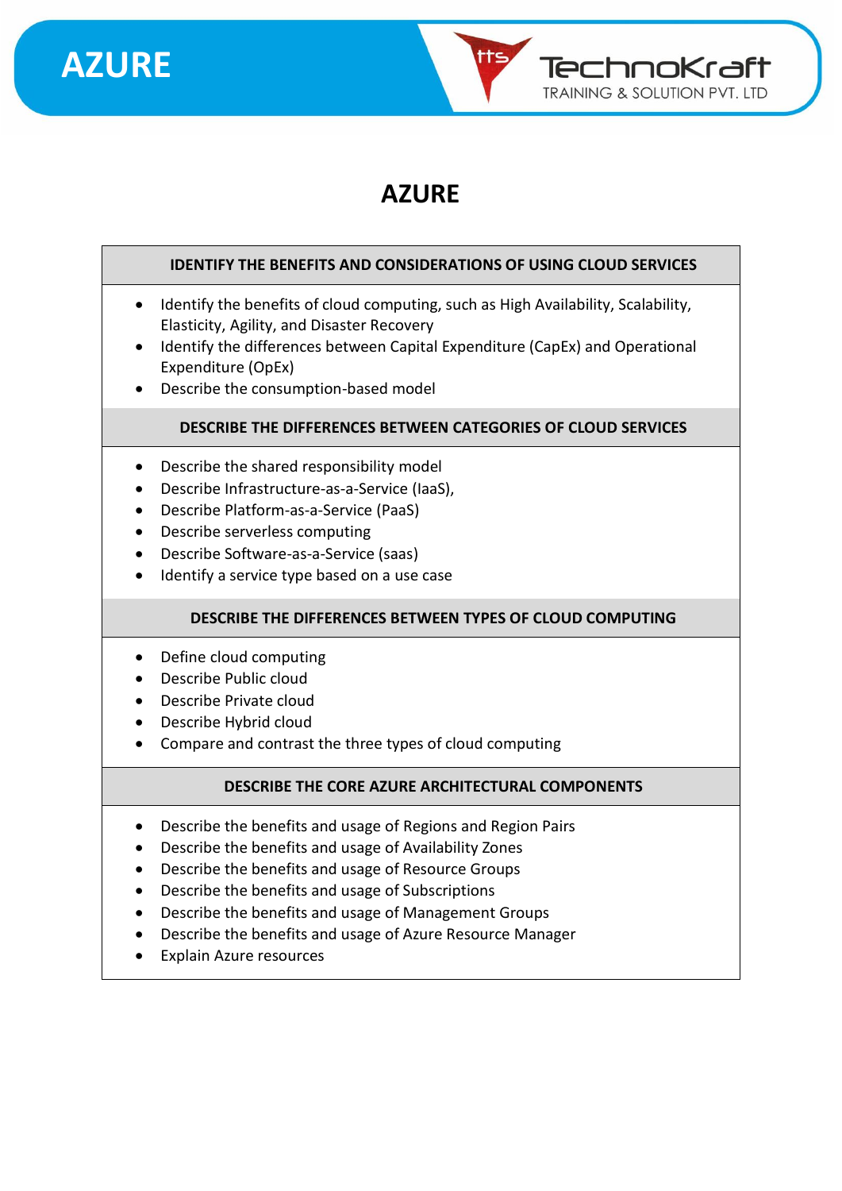# AZURE

### IDENTIFY THE BENEFITS AND CONSIDERATIONS OF USING CLOUD SERVICES

- Identify the benefits of cloud computing, such as High Availability, Scalability, Elasticity, Agility, and Disaster Recovery
- Identify the differences between Capital Expenditure (CapEx) and Operational Expenditure (OpEx)
- Describe the consumption-based model

### DESCRIBE THE DIFFERENCES BETWEEN CATEGORIES OF CLOUD SERVICES

- Describe the shared responsibility model
- Describe Infrastructure-as-a-Service (IaaS),
- Describe Platform-as-a-Service (PaaS)
- Describe serverless computing
- Describe Software-as-a-Service (saas)
- Identify a service type based on a use case

### DESCRIBE THE DIFFERENCES BETWEEN TYPES OF CLOUD COMPUTING

- Define cloud computing
- Describe Public cloud
- Describe Private cloud
- Describe Hybrid cloud
- Compare and contrast the three types of cloud computing

### DESCRIBE THE CORE AZURE ARCHITECTURAL COMPONENTS

- Describe the benefits and usage of Regions and Region Pairs
- Describe the benefits and usage of Availability Zones
- Describe the benefits and usage of Resource Groups
- Describe the benefits and usage of Subscriptions
- Describe the benefits and usage of Management Groups
- Describe the benefits and usage of Azure Resource Manager
- Explain Azure resources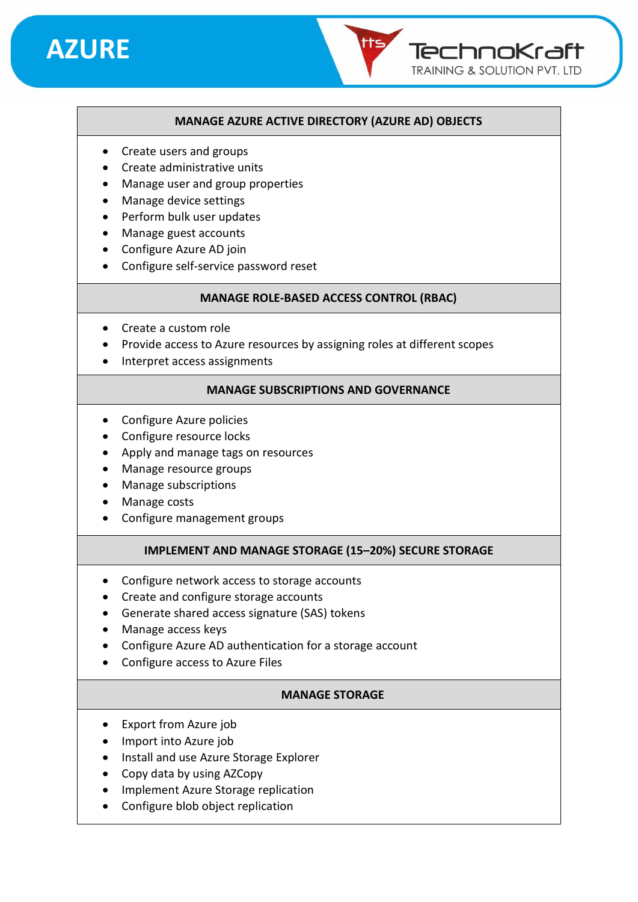# AZURE

## MANAGE AZURE ACTIVE DIRECTORY (AZURE AD) OBJECTS

- Create users and groups
- Create administrative units
- Manage user and group properties
- Manage device settings
- Perform bulk user updates
- Manage guest accounts
- Configure Azure AD join
- Configure self-service password reset

## MANAGE ROLE-BASED ACCESS CONTROL (RBAC)

- Create a custom role
- Provide access to Azure resources by assigning roles at different scopes
- Interpret access assignments

## MANAGE SUBSCRIPTIONS AND GOVERNANCE

- Configure Azure policies
- Configure resource locks
- Apply and manage tags on resources
- Manage resource groups
- Manage subscriptions
- Manage costs
- Configure management groups

## IMPLEMENT AND MANAGE STORAGE (15–20%) SECURE STORAGE

- Configure network access to storage accounts
- Create and configure storage accounts
- Generate shared access signature (SAS) tokens
- Manage access keys
- Configure Azure AD authentication for a storage account
- Configure access to Azure Files

## MANAGE STORAGE

- Export from Azure job
- Import into Azure job
- Install and use Azure Storage Explorer
- Copy data by using AZCopy
- Implement Azure Storage replication
- Configure blob object replication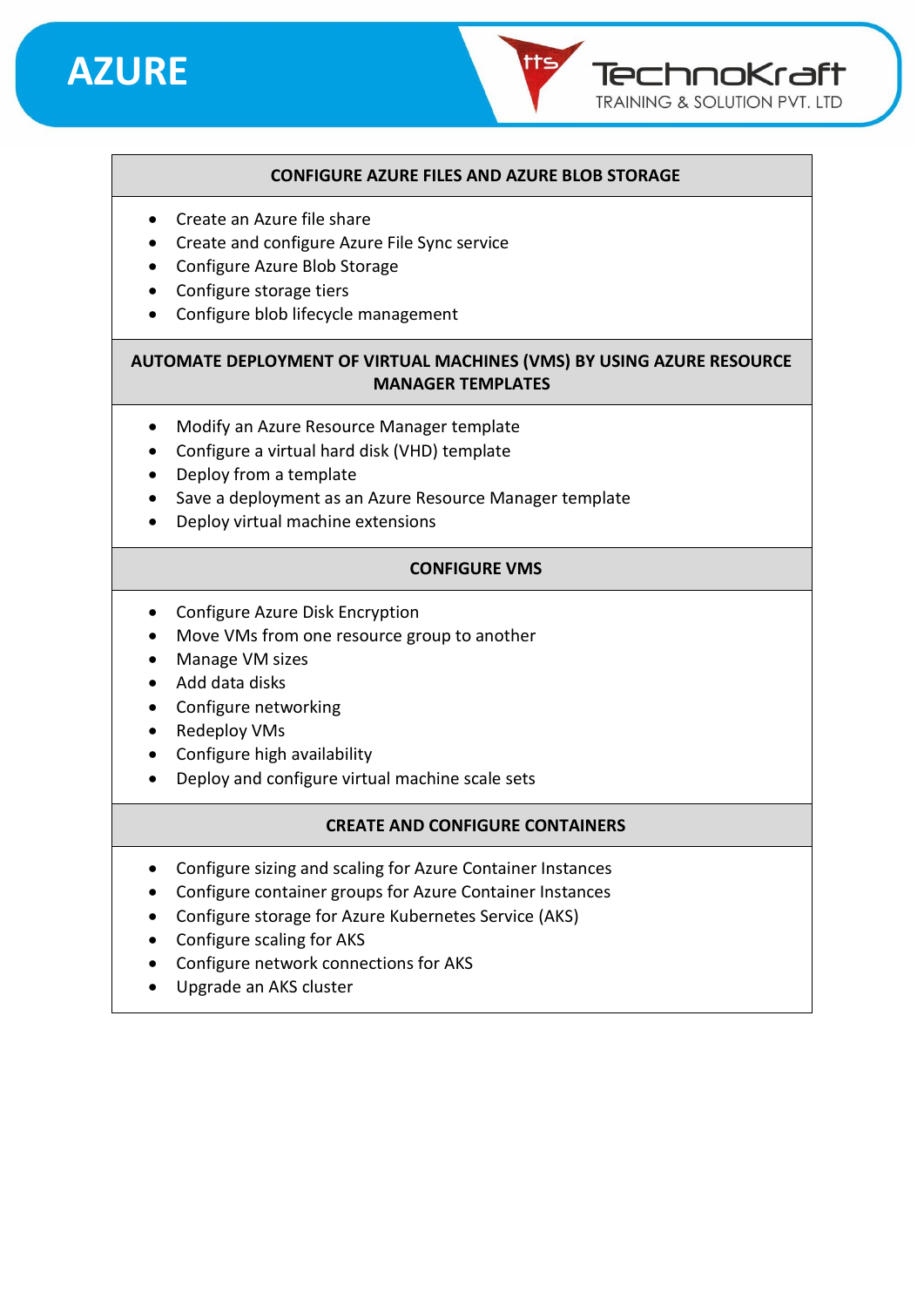### CONFIGURE AZURE FILES AND AZURE BLOB STORAGE

- Create an Azure file share
- Create and configure Azure File Sync service
- Configure Azure Blob Storage
- Configure storage tiers
- Configure blob lifecycle management

### AUTOMATE DEPLOYMENT OF VIRTUAL MACHINES (VMS) BY USING AZURE RESOURCE MANAGER TEMPLATES

- Modify an Azure Resource Manager template
- Configure a virtual hard disk (VHD) template
- Deploy from a template
- Save a deployment as an Azure Resource Manager template
- Deploy virtual machine extensions

### CONFIGURE VMS

- Configure Azure Disk Encryption
- Move VMs from one resource group to another
- Manage VM sizes
- Add data disks
- Configure networking
- Redeploy VMs
- Configure high availability
- Deploy and configure virtual machine scale sets

### CREATE AND CONFIGURE CONTAINERS

- Configure sizing and scaling for Azure Container Instances
- Configure container groups for Azure Container Instances
- Configure storage for Azure Kubernetes Service (AKS)
- Configure scaling for AKS
- Configure network connections for AKS
- Upgrade an AKS cluster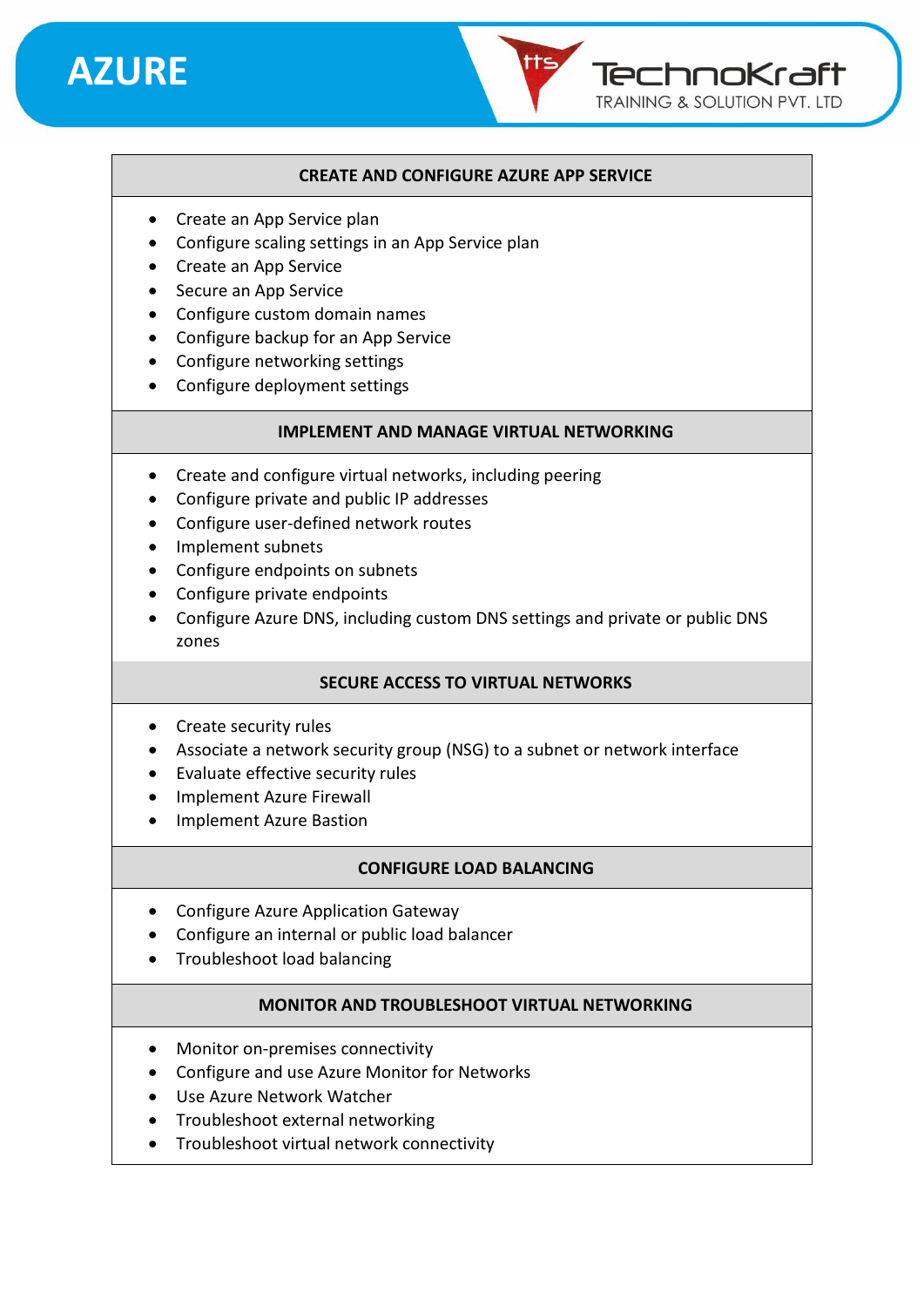## CREATE AND CONFIGURE AZURE APP SERVICE

- Create an App Service plan
- Configure scaling settings in an App Service plan
- Create an App Service
- Secure an App Service
- Configure custom domain names
- Configure backup for an App Service
- Configure networking settings
- Configure deployment settings

## IMPLEMENT AND MANAGE VIRTUAL NETWORKING

- Create and configure virtual networks, including peering
- Configure private and public IP addresses
- Configure user-defined network routes
- Implement subnets
- Configure endpoints on subnets
- Configure private endpoints
- Configure Azure DNS, including custom DNS settings and private or public DNS zones

## SECURE ACCESS TO VIRTUAL NETWORKS

- Create security rules
- Associate a network security group (NSG) to a subnet or network interface
- Evaluate effective security rules
- Implement Azure Firewall
- Implement Azure Bastion

## CONFIGURE LOAD BALANCING

- Configure Azure Application Gateway
- Configure an internal or public load balancer
- Troubleshoot load balancing

## MONITOR AND TROUBLESHOOT VIRTUAL NETWORKING

- Monitor on-premises connectivity
- Configure and use Azure Monitor for Networks
- Use Azure Network Watcher
- Troubleshoot external networking
- Troubleshoot virtual network connectivity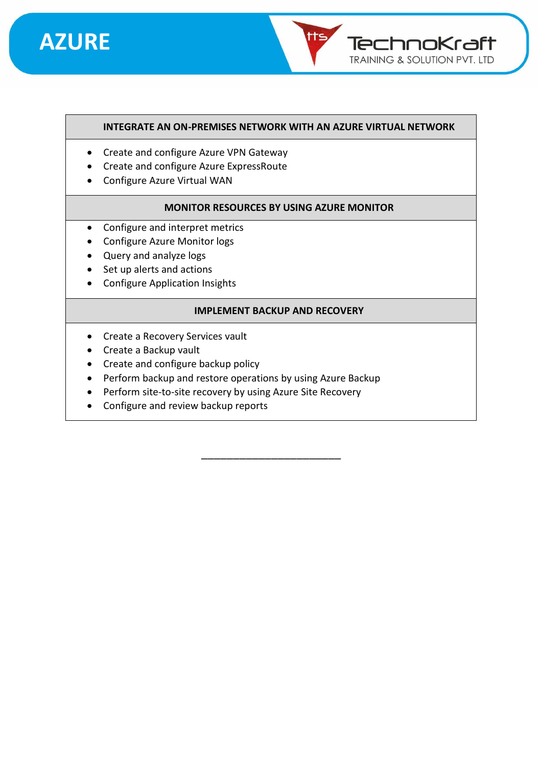### INTEGRATE AN ON-PREMISES NETWORK WITH AN AZURE VIRTUAL NETWORK

- Create and configure Azure VPN Gateway
- Create and configure Azure ExpressRoute
- Configure Azure Virtual WAN

### MONITOR RESOURCES BY USING AZURE MONITOR

- Configure and interpret metrics
- Configure Azure Monitor logs
- Query and analyze logs
- Set up alerts and actions
- Configure Application Insights

### IMPLEMENT BACKUP AND RECOVERY

- Create a Recovery Services vault
- Create a Backup vault
- Create and configure backup policy
- Perform backup and restore operations by using Azure Backup
- Perform site-to-site recovery by using Azure Site Recovery
- Configure and review backup reports

\_\_\_\_\_\_\_\_\_\_\_\_\_\_\_\_\_\_\_\_\_\_\_\_\_\_\_\_\_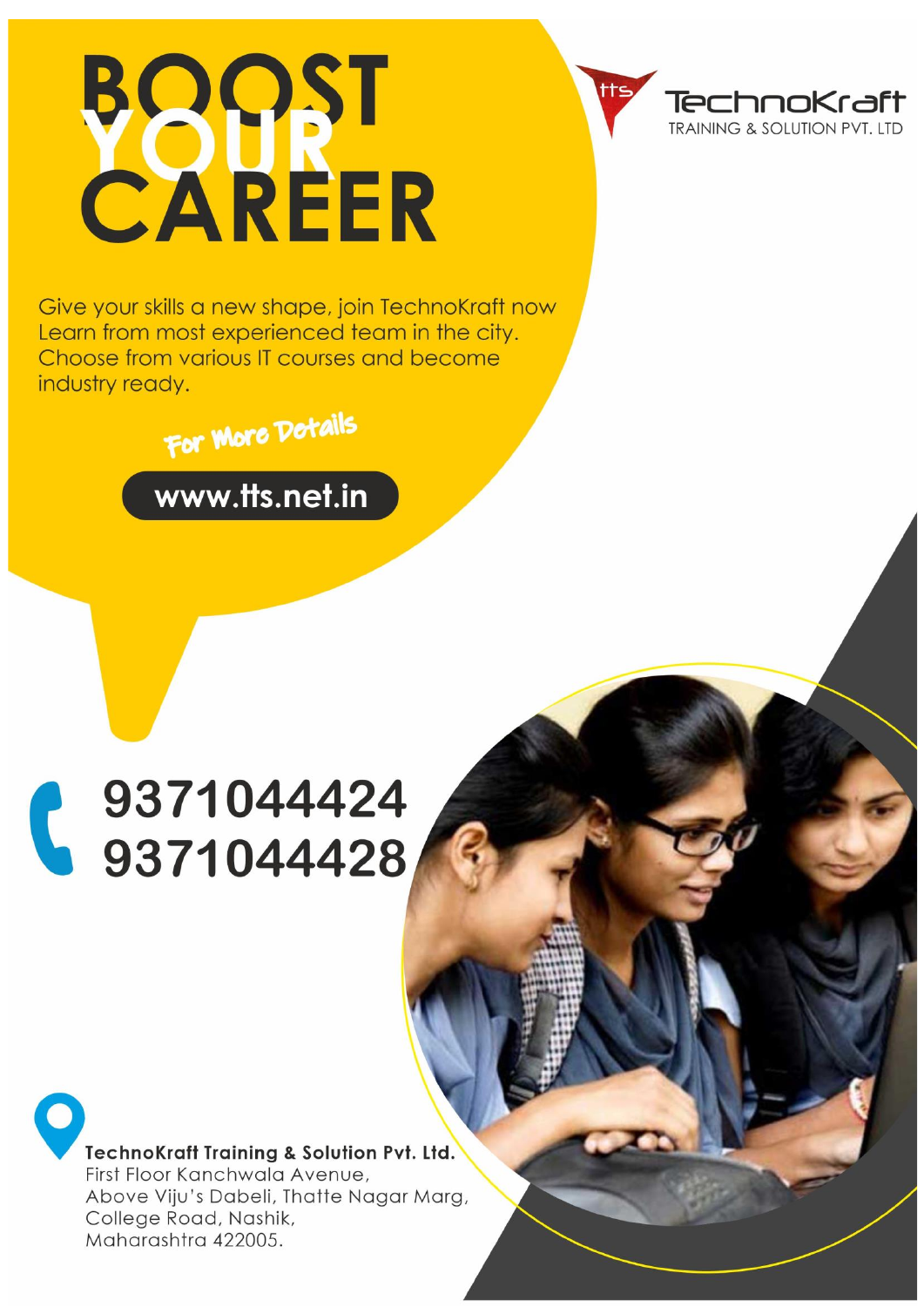# BOOST YOUR CAREER

TechnoKraft
TRAINING & SOLUTION PVT. LTD

Give your skills a new shape, join TechnoKraft now
Learn from most experienced team in the city.
Choose from various IT courses and become industry ready.

For More Details

**www.tts.net.in**

**9371044424**
**9371044428**

**TechnoKraft Training & Solution Pvt. Ltd.**
First Floor Kanchwala Avenue,
Above Viju's Dabeli, Thatte Nagar Marg,
College Road, Nashik,
Maharashtra 422005.